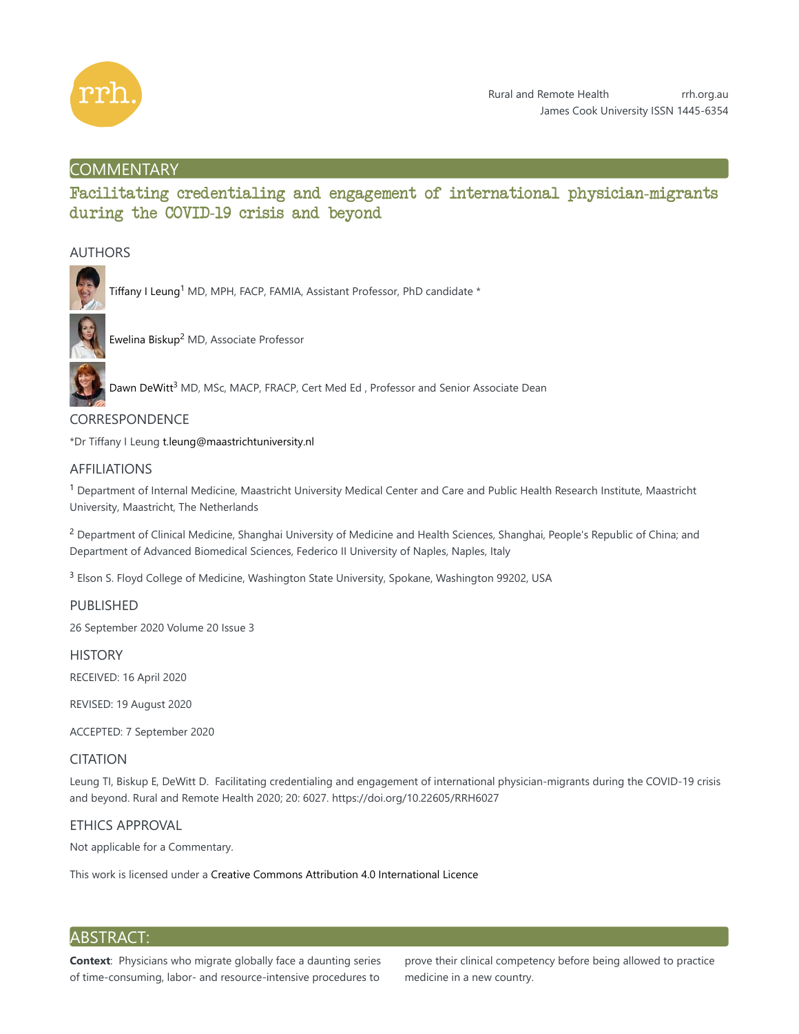# COMMENTARY

## Facilitating credentialing and engagement of international physician-migrants during the COVID-19 crisis and beyond

### AUTHORS

Tiffany I Leung[1] MD, MPH, FACP, FAMIA, Assistant Professor, PhD candidate *

Ewelina Biskup[2] MD, Associate Professor

Dawn DeWitt[3] MD, MSc, MACP, FRACP, Cert Med Ed , Professor and Senior Associate Dean

### CORRESPONDENCE

*Dr Tiffany I Leung t.leung@maastrichtuniversity.nl

### AFFILIATIONS

[1] Department of Internal Medicine, Maastricht University Medical Center and Care and Public Health Research Institute, Maastricht University, Maastricht, The Netherlands

[2] Department of Clinical Medicine, Shanghai University of Medicine and Health Sciences, Shanghai, People's Republic of China; and Department of Advanced Biomedical Sciences, Federico II University of Naples, Naples, Italy

[3] Elson S. Floyd College of Medicine, Washington State University, Spokane, Washington 99202, USA

### PUBLISHED

26 September 2020 Volume 20 Issue 3

### HISTORY

RECEIVED: 16 April 2020

REVISED: 19 August 2020

ACCEPTED: 7 September 2020

### CITATION

Leung TI, Biskup E, DeWitt D. Facilitating credentialing and engagement of international physician-migrants during the COVID-19 crisis and beyond. Rural and Remote Health 2020; 20: 6027. https://doi.org/10.22605/RRH6027

### ETHICS APPROVAL

Not applicable for a Commentary.

This work is licensed under a Creative Commons Attribution 4.0 International Licence

## ABSTRACT:

**Context**: Physicians who migrate globally face a daunting series of time-consuming, labor- and resource-intensive procedures to prove their clinical competency before being allowed to practice medicine in a new country.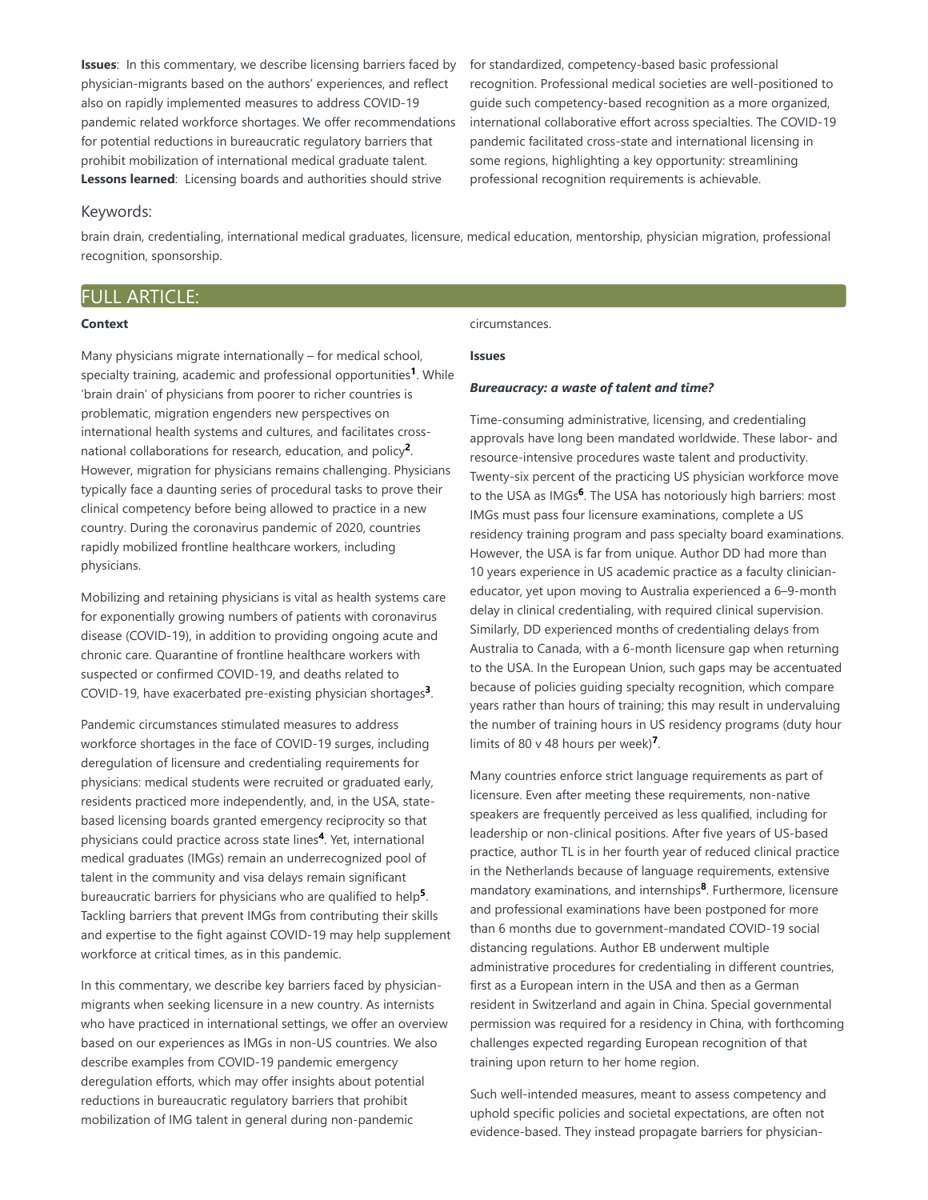**Issues**: In this commentary, we describe licensing barriers faced by physician-migrants based on the authors' experiences, and reflect also on rapidly implemented measures to address COVID-19 pandemic related workforce shortages. We offer recommendations for potential reductions in bureaucratic regulatory barriers that prohibit mobilization of international medical graduate talent.

**Lessons learned**: Licensing boards and authorities should strive for standardized, competency-based basic professional recognition. Professional medical societies are well-positioned to guide such competency-based recognition as a more organized, international collaborative effort across specialties. The COVID-19 pandemic facilitated cross-state and international licensing in some regions, highlighting a key opportunity: streamlining professional recognition requirements is achievable.

Keywords:

brain drain, credentialing, international medical graduates, licensure, medical education, mentorship, physician migration, professional recognition, sponsorship.

## FULL ARTICLE:

**Context**

Many physicians migrate internationally – for medical school, specialty training, academic and professional opportunities[1]. While 'brain drain' of physicians from poorer to richer countries is problematic, migration engenders new perspectives on international health systems and cultures, and facilitates cross-national collaborations for research, education, and policy[2]. However, migration for physicians remains challenging. Physicians typically face a daunting series of procedural tasks to prove their clinical competency before being allowed to practice in a new country. During the coronavirus pandemic of 2020, countries rapidly mobilized frontline healthcare workers, including physicians.

Mobilizing and retaining physicians is vital as health systems care for exponentially growing numbers of patients with coronavirus disease (COVID-19), in addition to providing ongoing acute and chronic care. Quarantine of frontline healthcare workers with suspected or confirmed COVID-19, and deaths related to COVID-19, have exacerbated pre-existing physician shortages[3].

Pandemic circumstances stimulated measures to address workforce shortages in the face of COVID-19 surges, including deregulation of licensure and credentialing requirements for physicians: medical students were recruited or graduated early, residents practiced more independently, and, in the USA, state-based licensing boards granted emergency reciprocity so that physicians could practice across state lines[4]. Yet, international medical graduates (IMGs) remain an underrecognized pool of talent in the community and visa delays remain significant bureaucratic barriers for physicians who are qualified to help[5]. Tackling barriers that prevent IMGs from contributing their skills and expertise to the fight against COVID-19 may help supplement workforce at critical times, as in this pandemic.

In this commentary, we describe key barriers faced by physician-migrants when seeking licensure in a new country. As internists who have practiced in international settings, we offer an overview based on our experiences as IMGs in non-US countries. We also describe examples from COVID-19 pandemic emergency deregulation efforts, which may offer insights about potential reductions in bureaucratic regulatory barriers that prohibit mobilization of IMG talent in general during non-pandemic circumstances.

**Issues**

***Bureaucracy: a waste of talent and time?***

Time-consuming administrative, licensing, and credentialing approvals have long been mandated worldwide. These labor- and resource-intensive procedures waste talent and productivity. Twenty-six percent of the practicing US physician workforce move to the USA as IMGs[6]. The USA has notoriously high barriers: most IMGs must pass four licensure examinations, complete a US residency training program and pass specialty board examinations. However, the USA is far from unique. Author DD had more than 10 years experience in US academic practice as a faculty clinician-educator, yet upon moving to Australia experienced a 6–9-month delay in clinical credentialing, with required clinical supervision. Similarly, DD experienced months of credentialing delays from Australia to Canada, with a 6-month licensure gap when returning to the USA. In the European Union, such gaps may be accentuated because of policies guiding specialty recognition, which compare years rather than hours of training; this may result in undervaluing the number of training hours in US residency programs (duty hour limits of 80 v 48 hours per week)[7].

Many countries enforce strict language requirements as part of licensure. Even after meeting these requirements, non-native speakers are frequently perceived as less qualified, including for leadership or non-clinical positions. After five years of US-based practice, author TL is in her fourth year of reduced clinical practice in the Netherlands because of language requirements, extensive mandatory examinations, and internships[8]. Furthermore, licensure and professional examinations have been postponed for more than 6 months due to government-mandated COVID-19 social distancing regulations. Author EB underwent multiple administrative procedures for credentialing in different countries, first as a European intern in the USA and then as a German resident in Switzerland and again in China. Special governmental permission was required for a residency in China, with forthcoming challenges expected regarding European recognition of that training upon return to her home region.

Such well-intended measures, meant to assess competency and uphold specific policies and societal expectations, are often not evidence-based. They instead propagate barriers for physician-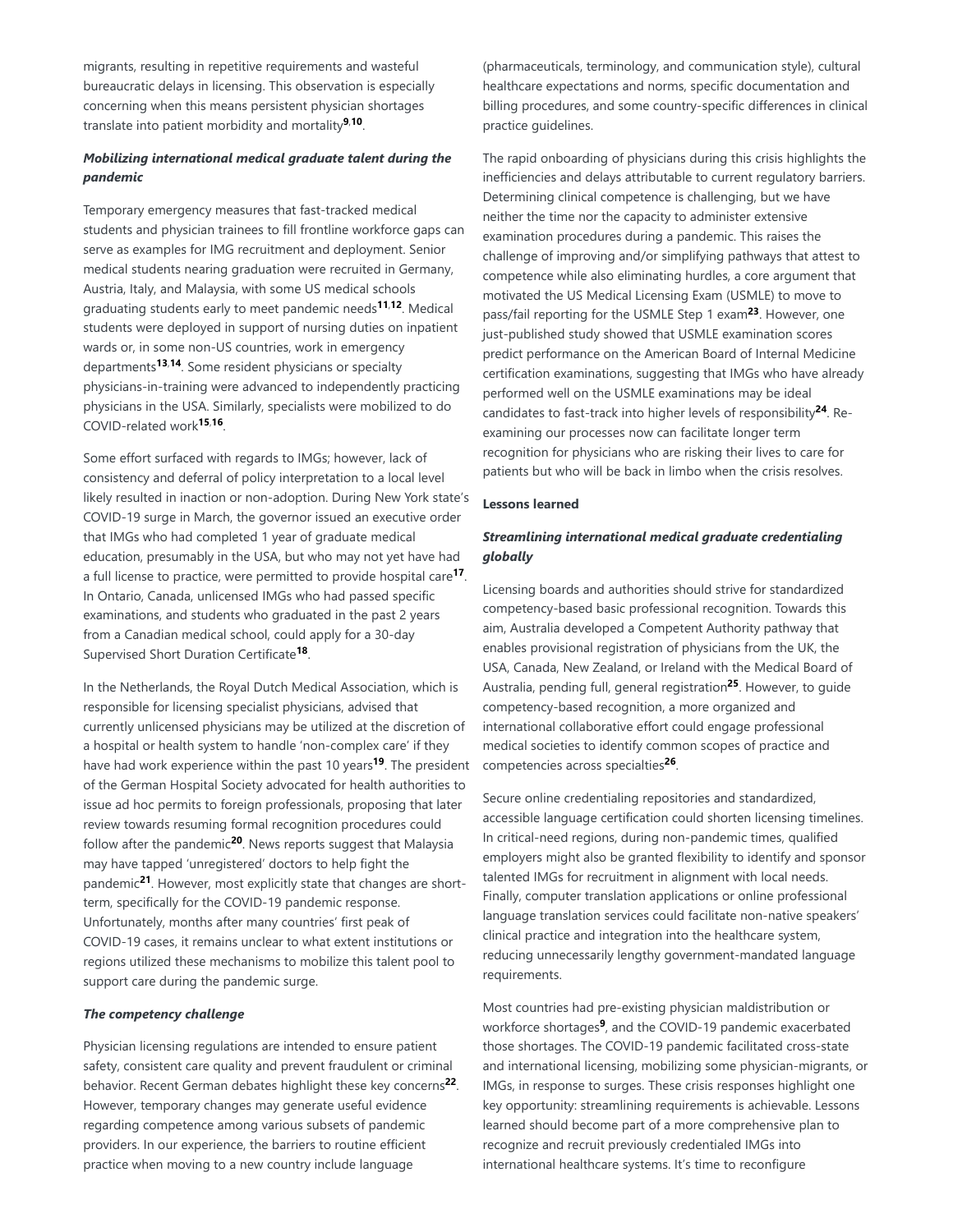migrants, resulting in repetitive requirements and wasteful bureaucratic delays in licensing. This observation is especially concerning when this means persistent physician shortages translate into patient morbidity and mortality[9,10].

### *Mobilizing international medical graduate talent during the pandemic*

Temporary emergency measures that fast-tracked medical students and physician trainees to fill frontline workforce gaps can serve as examples for IMG recruitment and deployment. Senior medical students nearing graduation were recruited in Germany, Austria, Italy, and Malaysia, with some US medical schools graduating students early to meet pandemic needs[11,12]. Medical students were deployed in support of nursing duties on inpatient wards or, in some non-US countries, work in emergency departments[13,14]. Some resident physicians or specialty physicians-in-training were advanced to independently practicing physicians in the USA. Similarly, specialists were mobilized to do COVID-related work[15,16].

Some effort surfaced with regards to IMGs; however, lack of consistency and deferral of policy interpretation to a local level likely resulted in inaction or non-adoption. During New York state's COVID-19 surge in March, the governor issued an executive order that IMGs who had completed 1 year of graduate medical education, presumably in the USA, but who may not yet have had a full license to practice, were permitted to provide hospital care[17]. In Ontario, Canada, unlicensed IMGs who had passed specific examinations, and students who graduated in the past 2 years from a Canadian medical school, could apply for a 30-day Supervised Short Duration Certificate[18].

In the Netherlands, the Royal Dutch Medical Association, which is responsible for licensing specialist physicians, advised that currently unlicensed physicians may be utilized at the discretion of a hospital or health system to handle 'non-complex care' if they have had work experience within the past 10 years[19]. The president of the German Hospital Society advocated for health authorities to issue ad hoc permits to foreign professionals, proposing that later review towards resuming formal recognition procedures could follow after the pandemic[20]. News reports suggest that Malaysia may have tapped 'unregistered' doctors to help fight the pandemic[21]. However, most explicitly state that changes are short-term, specifically for the COVID-19 pandemic response. Unfortunately, months after many countries' first peak of COVID-19 cases, it remains unclear to what extent institutions or regions utilized these mechanisms to mobilize this talent pool to support care during the pandemic surge.

### *The competency challenge*

Physician licensing regulations are intended to ensure patient safety, consistent care quality and prevent fraudulent or criminal behavior. Recent German debates highlight these key concerns[22]. However, temporary changes may generate useful evidence regarding competence among various subsets of pandemic providers. In our experience, the barriers to routine efficient practice when moving to a new country include language (pharmaceuticals, terminology, and communication style), cultural healthcare expectations and norms, specific documentation and billing procedures, and some country-specific differences in clinical practice guidelines.

The rapid onboarding of physicians during this crisis highlights the inefficiencies and delays attributable to current regulatory barriers. Determining clinical competence is challenging, but we have neither the time nor the capacity to administer extensive examination procedures during a pandemic. This raises the challenge of improving and/or simplifying pathways that attest to competence while also eliminating hurdles, a core argument that motivated the US Medical Licensing Exam (USMLE) to move to pass/fail reporting for the USMLE Step 1 exam[23]. However, one just-published study showed that USMLE examination scores predict performance on the American Board of Internal Medicine certification examinations, suggesting that IMGs who have already performed well on the USMLE examinations may be ideal candidates to fast-track into higher levels of responsibility[24]. Re-examining our processes now can facilitate longer term recognition for physicians who are risking their lives to care for patients but who will be back in limbo when the crisis resolves.

## Lessons learned

### *Streamlining international medical graduate credentialing globally*

Licensing boards and authorities should strive for standardized competency-based basic professional recognition. Towards this aim, Australia developed a Competent Authority pathway that enables provisional registration of physicians from the UK, the USA, Canada, New Zealand, or Ireland with the Medical Board of Australia, pending full, general registration[25]. However, to guide competency-based recognition, a more organized and international collaborative effort could engage professional medical societies to identify common scopes of practice and competencies across specialties[26].

Secure online credentialing repositories and standardized, accessible language certification could shorten licensing timelines. In critical-need regions, during non-pandemic times, qualified employers might also be granted flexibility to identify and sponsor talented IMGs for recruitment in alignment with local needs. Finally, computer translation applications or online professional language translation services could facilitate non-native speakers' clinical practice and integration into the healthcare system, reducing unnecessarily lengthy government-mandated language requirements.

Most countries had pre-existing physician maldistribution or workforce shortages[9], and the COVID-19 pandemic exacerbated those shortages. The COVID-19 pandemic facilitated cross-state and international licensing, mobilizing some physician-migrants, or IMGs, in response to surges. These crisis responses highlight one key opportunity: streamlining requirements is achievable. Lessons learned should become part of a more comprehensive plan to recognize and recruit previously credentialed IMGs into international healthcare systems. It's time to reconfigure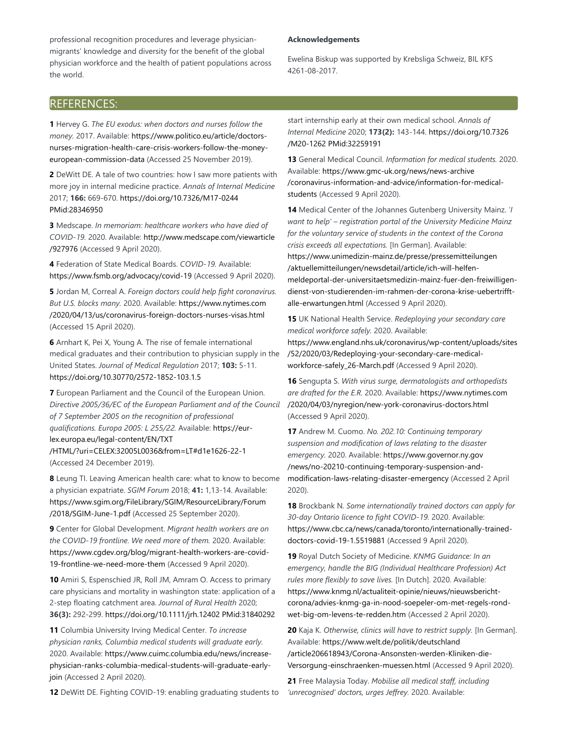professional recognition procedures and leverage physician-migrants' knowledge and diversity for the benefit of the global physician workforce and the health of patient populations across the world.

**Acknowledgements**

Ewelina Biskup was supported by Krebsliga Schweiz, BIL KFS 4261-08-2017.

## REFERENCES:

**1** Hervey G. *The EU exodus: when doctors and nurses follow the money.* 2017. Available: https://www.politico.eu/article/doctors-nurses-migration-health-care-crisis-workers-follow-the-money-european-commission-data (Accessed 25 November 2019).

**2** DeWitt DE. A tale of two countries: how I saw more patients with more joy in internal medicine practice. *Annals of Internal Medicine* 2017; **166:** 669-670. https://doi.org/10.7326/M17-0244 PMid:28346950

**3** Medscape. *In memoriam: healthcare workers who have died of COVID-19.* 2020. Available: http://www.medscape.com/viewarticle/927976 (Accessed 9 April 2020).

**4** Federation of State Medical Boards. *COVID-19.* Available: https://www.fsmb.org/advocacy/covid-19 (Accessed 9 April 2020).

**5** Jordan M, Correal A. *Foreign doctors could help fight coronavirus. But U.S. blocks many.* 2020. Available: https://www.nytimes.com/2020/04/13/us/coronavirus-foreign-doctors-nurses-visas.html (Accessed 15 April 2020).

**6** Arnhart K, Pei X, Young A. The rise of female international medical graduates and their contribution to physician supply in the United States. *Journal of Medical Regulation* 2017; **103:** 5-11. https://doi.org/10.30770/2572-1852-103.1.5

**7** European Parliament and the Council of the European Union. *Directive 2005/36/EC of the European Parliament and of the Council of 7 September 2005 on the recognition of professional qualifications. Europa 2005: L 255/22.* Available: https://eur-lex.europa.eu/legal-content/EN/TXT/HTML/?uri=CELEX:32005L0036&from=LT#d1e1626-22-1 (Accessed 24 December 2019).

**8** Leung TI. Leaving American health care: what to know to become a physician expatriate. *SGIM Forum* 2018; **41:** 1,13-14. Available: https://www.sgim.org/FileLibrary/SGIM/ResourceLibrary/Forum/2018/SGIM-June-1.pdf (Accessed 25 September 2020).

**9** Center for Global Development. *Migrant health workers are on the COVID-19 frontline. We need more of them.* 2020. Available: https://www.cgdev.org/blog/migrant-health-workers-are-covid-19-frontline-we-need-more-them (Accessed 9 April 2020).

**10** Amiri S, Espenschied JR, Roll JM, Amram O. Access to primary care physicians and mortality in washington state: application of a 2-step floating catchment area. *Journal of Rural Health* 2020; **36(3):** 292-299. https://doi.org/10.1111/jrh.12402 PMid:31840292

**11** Columbia University Irving Medical Center. *To increase physician ranks, Columbia medical students will graduate early.* 2020. Available: https://www.cuimc.columbia.edu/news/increase-physician-ranks-columbia-medical-students-will-graduate-early-join (Accessed 2 April 2020).

**12** DeWitt DE. Fighting COVID-19: enabling graduating students to start internship early at their own medical school. *Annals of Internal Medicine* 2020; **173(2):** 143-144. https://doi.org/10.7326/M20-1262 PMid:32259191

**13** General Medical Council. *Information for medical students.* 2020. Available: https://www.gmc-uk.org/news/news-archive/coronavirus-information-and-advice/information-for-medical-students (Accessed 9 April 2020).

**14** Medical Center of the Johannes Gutenberg University Mainz. *'I want to help' – registration portal of the University Medicine Mainz for the voluntary service of students in the context of the Corona crisis exceeds all expectations.* [In German]. Available: https://www.unimedizin-mainz.de/presse/pressemitteilungen/aktuellemitteilungen/newsdetail/article/ich-will-helfen-meldeportal-der-universitaetsmedizin-mainz-fuer-den-freiwilligen-dienst-von-studierenden-im-rahmen-der-corona-krise-uebertrifft-alle-erwartungen.html (Accessed 9 April 2020).

**15** UK National Health Service. *Redeploying your secondary care medical workforce safely.* 2020. Available: https://www.england.nhs.uk/coronavirus/wp-content/uploads/sites/52/2020/03/Redeploying-your-secondary-care-medical-workforce-safely_26-March.pdf (Accessed 9 April 2020).

**16** Sengupta S. *With virus surge, dermatologists and orthopedists are drafted for the E.R.* 2020. Available: https://www.nytimes.com/2020/04/03/nyregion/new-york-coronavirus-doctors.html (Accessed 9 April 2020).

**17** Andrew M. Cuomo. *No. 202.10: Continuing temporary suspension and modification of laws relating to the disaster emergency.* 2020. Available: https://www.governor.ny.gov/news/no-20210-continuing-temporary-suspension-and-modification-laws-relating-disaster-emergency (Accessed 2 April 2020).

**18** Brockbank N. *Some internationally trained doctors can apply for 30-day Ontario licence to fight COVID-19.* 2020. Available: https://www.cbc.ca/news/canada/toronto/internationally-trained-doctors-covid-19-1.5519881 (Accessed 9 April 2020).

**19** Royal Dutch Society of Medicine. *KNMG Guidance: In an emergency, handle the BIG (Individual Healthcare Profession) Act rules more flexibly to save lives.* [In Dutch]. 2020. Available: https://www.knmg.nl/actualiteit-opinie/nieuws/nieuwsbericht-corona/advies-knmg-ga-in-nood-soepeler-om-met-regels-rond-wet-big-om-levens-te-redden.htm (Accessed 2 April 2020).

**20** Kaja K. *Otherwise, clinics will have to restrict supply.* [In German]. Available: https://www.welt.de/politik/deutschland/article206618943/Corona-Ansonsten-werden-Kliniken-die-Versorgung-einschraenken-muessen.html (Accessed 9 April 2020).

**21** Free Malaysia Today. *Mobilise all medical staff, including 'unrecognised' doctors, urges Jeffrey.* 2020. Available: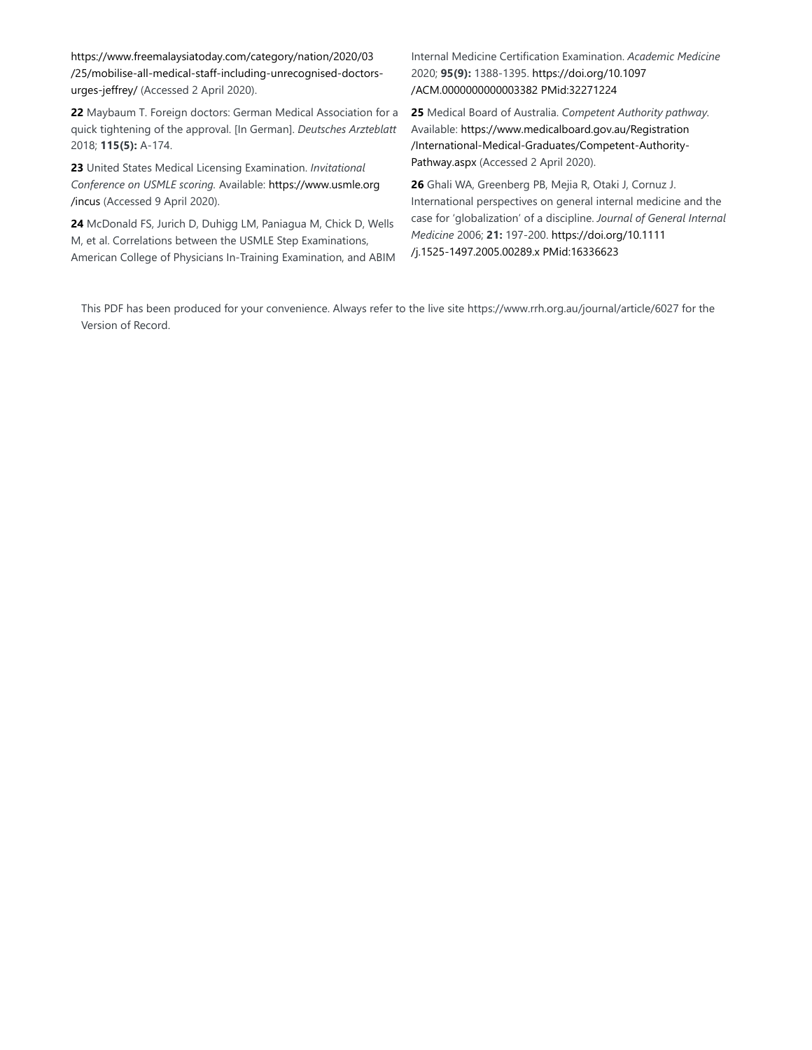https://www.freemalaysiatoday.com/category/nation/2020/03/25/mobilise-all-medical-staff-including-unrecognised-doctors-urges-jeffrey/ (Accessed 2 April 2020).

**22** Maybaum T. Foreign doctors: German Medical Association for a quick tightening of the approval. [In German]. *Deutsches Arzteblatt* 2018; **115(5):** A-174.

**23** United States Medical Licensing Examination. *Invitational Conference on USMLE scoring.* Available: https://www.usmle.org/incus (Accessed 9 April 2020).

**24** McDonald FS, Jurich D, Duhigg LM, Paniagua M, Chick D, Wells M, et al. Correlations between the USMLE Step Examinations, American College of Physicians In-Training Examination, and ABIM Internal Medicine Certification Examination. *Academic Medicine* 2020; **95(9):** 1388-1395. https://doi.org/10.1097/ACM.0000000000003382 PMid:32271224

**25** Medical Board of Australia. *Competent Authority pathway.* Available: https://www.medicalboard.gov.au/Registration/International-Medical-Graduates/Competent-Authority-Pathway.aspx (Accessed 2 April 2020).

**26** Ghali WA, Greenberg PB, Mejia R, Otaki J, Cornuz J. International perspectives on general internal medicine and the case for 'globalization' of a discipline. *Journal of General Internal Medicine* 2006; **21:** 197-200. https://doi.org/10.1111/j.1525-1497.2005.00289.x PMid:16336623

This PDF has been produced for your convenience. Always refer to the live site https://www.rrh.org.au/journal/article/6027 for the Version of Record.